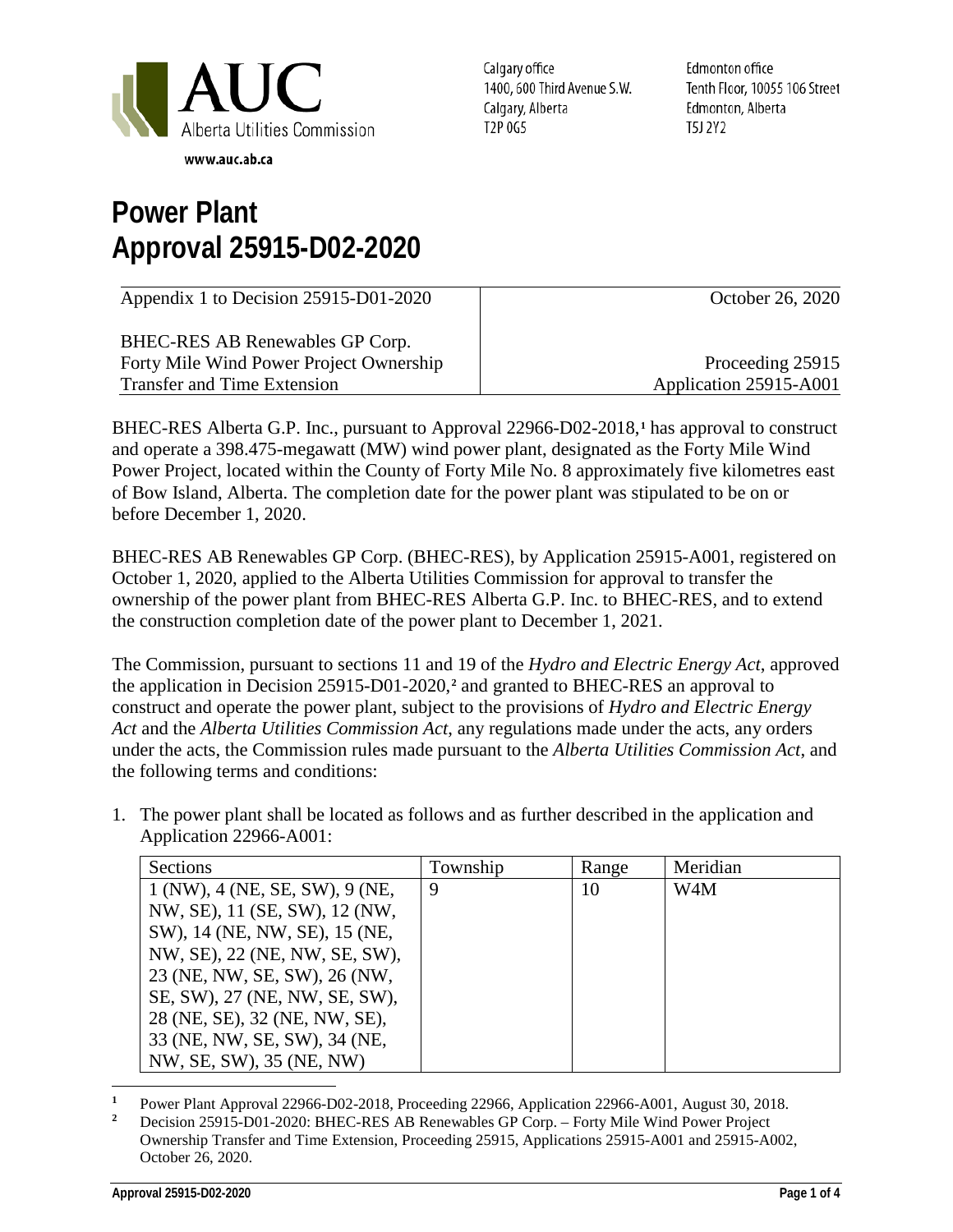AUC
Alberta Utilities Commission

www.auc.ab.ca

Calgary office
1400, 600 Third Avenue S.W.
Calgary, Alberta
T2P 0G5

Edmonton office
Tenth Floor, 10055 106 Street
Edmonton, Alberta
T5J 2Y2

# Power Plant Approval 25915-D02-2020

| Appendix 1 to Decision 25915-D01-2020 | October 26, 2020 |
|---|---|
| BHEC-RES AB Renewables GP Corp.<br>Forty Mile Wind Power Project Ownership Transfer and Time Extension | Proceeding 25915<br>Application 25915-A001 |

BHEC-RES Alberta G.P. Inc., pursuant to Approval 22966-D02-2018,[1] has approval to construct and operate a 398.475-megawatt (MW) wind power plant, designated as the Forty Mile Wind Power Project, located within the County of Forty Mile No. 8 approximately five kilometres east of Bow Island, Alberta. The completion date for the power plant was stipulated to be on or before December 1, 2020.

BHEC-RES AB Renewables GP Corp. (BHEC-RES), by Application 25915-A001, registered on October 1, 2020, applied to the Alberta Utilities Commission for approval to transfer the ownership of the power plant from BHEC-RES Alberta G.P. Inc. to BHEC-RES, and to extend the construction completion date of the power plant to December 1, 2021.

The Commission, pursuant to sections 11 and 19 of the *Hydro and Electric Energy Act*, approved the application in Decision 25915-D01-2020,[2] and granted to BHEC-RES an approval to construct and operate the power plant, subject to the provisions of *Hydro and Electric Energy Act* and the *Alberta Utilities Commission Act*, any regulations made under the acts, any orders under the acts, the Commission rules made pursuant to the *Alberta Utilities Commission Act*, and the following terms and conditions:

1. The power plant shall be located as follows and as further described in the application and Application 22966-A001:

| Sections | Township | Range | Meridian |
|---|---|---|---|
| 1 (NW), 4 (NE, SE, SW), 9 (NE, NW, SE), 11 (SE, SW), 12 (NW, SW), 14 (NE, NW, SE), 15 (NE, NW, SE), 22 (NE, NW, SE, SW), 23 (NE, NW, SE, SW), 26 (NW, SE, SW), 27 (NE, NW, SE, SW), 28 (NE, SE), 32 (NE, NW, SE), 33 (NE, NW, SE, SW), 34 (NE, NW, SE, SW), 35 (NE, NW) | 9 | 10 | W4M |

[1] Power Plant Approval 22966-D02-2018, Proceeding 22966, Application 22966-A001, August 30, 2018.

[2] Decision 25915-D01-2020: BHEC-RES AB Renewables GP Corp. – Forty Mile Wind Power Project Ownership Transfer and Time Extension, Proceeding 25915, Applications 25915-A001 and 25915-A002, October 26, 2020.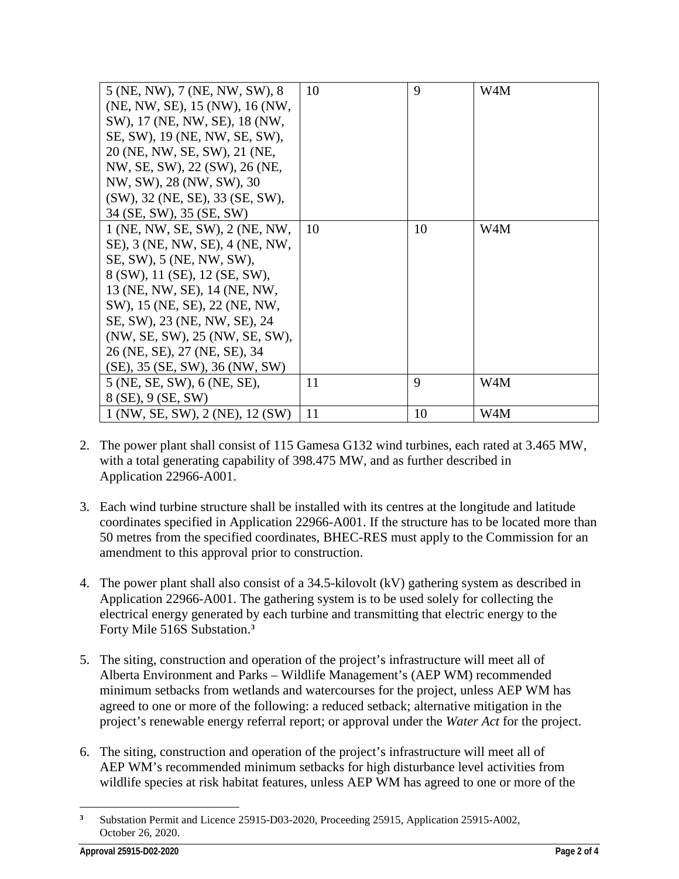| | | | |
|---|---|---|---|
| 5 (NE, NW), 7 (NE, NW, SW), 8 (NE, NW, SE), 15 (NW), 16 (NW, SW), 17 (NE, NW, SE), 18 (NW, SE, SW), 19 (NE, NW, SE, SW), 20 (NE, NW, SE, SW), 21 (NE, NW, SE, SW), 22 (SW), 26 (NE, NW, SW), 28 (NW, SW), 30 (SW), 32 (NE, SE), 33 (SE, SW), 34 (SE, SW), 35 (SE, SW) | 10 | 9 | W4M |
| 1 (NE, NW, SE, SW), 2 (NE, NW, SE), 3 (NE, NW, SE), 4 (NE, NW, SE, SW), 5 (NE, NW, SW), 8 (SW), 11 (SE), 12 (SE, SW), 13 (NE, NW, SE), 14 (NE, NW, SW), 15 (NE, SE), 22 (NE, NW, SE, SW), 23 (NE, NW, SE), 24 (NW, SE, SW), 25 (NW, SE, SW), 26 (NE, SE), 27 (NE, SE), 34 (SE), 35 (SE, SW), 36 (NW, SW) | 10 | 10 | W4M |
| 5 (NE, SE, SW), 6 (NE, SE), 8 (SE), 9 (SE, SW) | 11 | 9 | W4M |
| 1 (NW, SE, SW), 2 (NE), 12 (SW) | 11 | 10 | W4M |

2. The power plant shall consist of 115 Gamesa G132 wind turbines, each rated at 3.465 MW, with a total generating capability of 398.475 MW, and as further described in Application 22966-A001.

3. Each wind turbine structure shall be installed with its centres at the longitude and latitude coordinates specified in Application 22966-A001. If the structure has to be located more than 50 metres from the specified coordinates, BHEC-RES must apply to the Commission for an amendment to this approval prior to construction.

4. The power plant shall also consist of a 34.5-kilovolt (kV) gathering system as described in Application 22966-A001. The gathering system is to be used solely for collecting the electrical energy generated by each turbine and transmitting that electric energy to the Forty Mile 516S Substation.[3]

5. The siting, construction and operation of the project's infrastructure will meet all of Alberta Environment and Parks – Wildlife Management's (AEP WM) recommended minimum setbacks from wetlands and watercourses for the project, unless AEP WM has agreed to one or more of the following: a reduced setback; alternative mitigation in the project's renewable energy referral report; or approval under the *Water Act* for the project.

6. The siting, construction and operation of the project's infrastructure will meet all of AEP WM's recommended minimum setbacks for high disturbance level activities from wildlife species at risk habitat features, unless AEP WM has agreed to one or more of the

[3] Substation Permit and Licence 25915-D03-2020, Proceeding 25915, Application 25915-A002, October 26, 2020.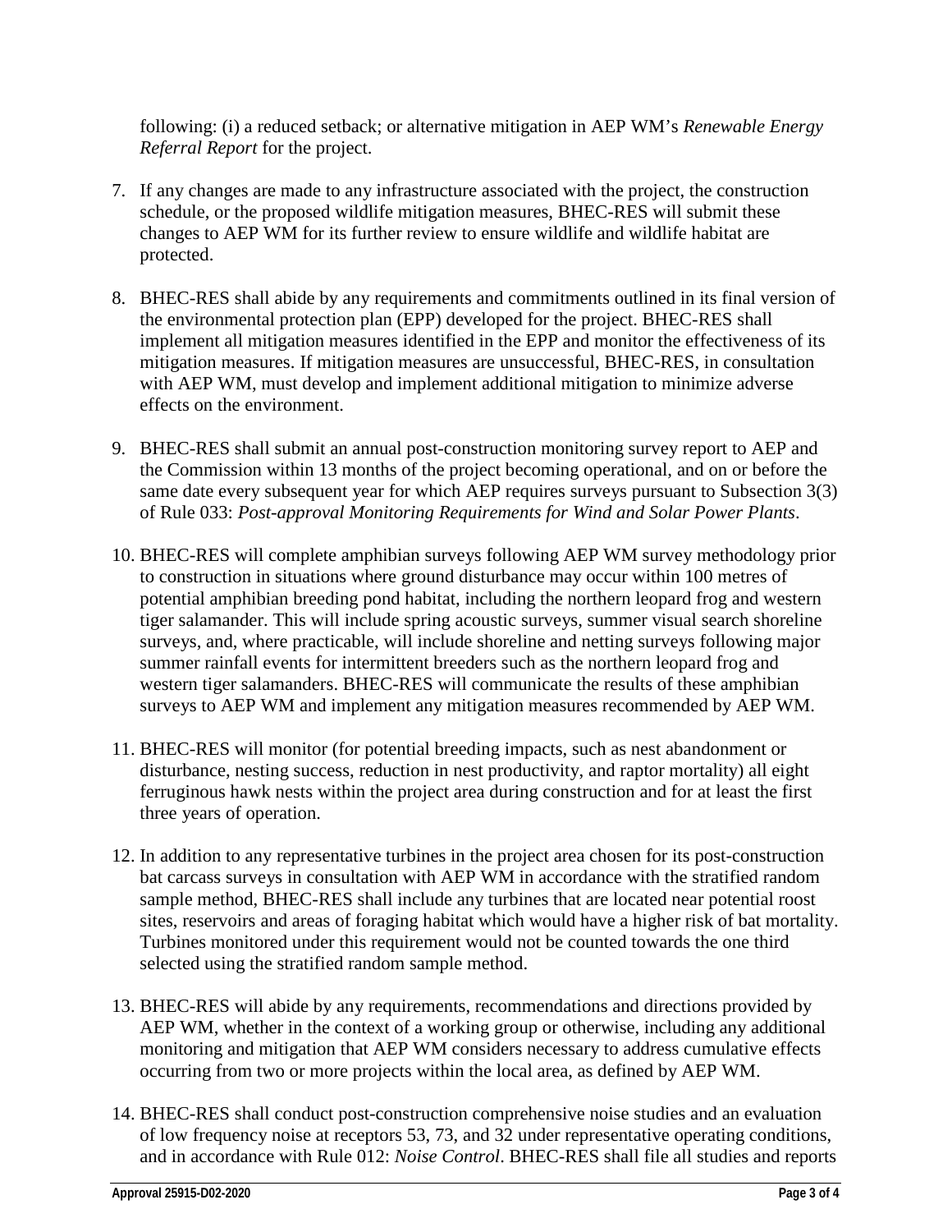following: (i) a reduced setback; or alternative mitigation in AEP WM's *Renewable Energy Referral Report* for the project.

7. If any changes are made to any infrastructure associated with the project, the construction schedule, or the proposed wildlife mitigation measures, BHEC-RES will submit these changes to AEP WM for its further review to ensure wildlife and wildlife habitat are protected.

8. BHEC-RES shall abide by any requirements and commitments outlined in its final version of the environmental protection plan (EPP) developed for the project. BHEC-RES shall implement all mitigation measures identified in the EPP and monitor the effectiveness of its mitigation measures. If mitigation measures are unsuccessful, BHEC-RES, in consultation with AEP WM, must develop and implement additional mitigation to minimize adverse effects on the environment.

9. BHEC-RES shall submit an annual post-construction monitoring survey report to AEP and the Commission within 13 months of the project becoming operational, and on or before the same date every subsequent year for which AEP requires surveys pursuant to Subsection 3(3) of Rule 033: *Post-approval Monitoring Requirements for Wind and Solar Power Plants*.

10. BHEC-RES will complete amphibian surveys following AEP WM survey methodology prior to construction in situations where ground disturbance may occur within 100 metres of potential amphibian breeding pond habitat, including the northern leopard frog and western tiger salamander. This will include spring acoustic surveys, summer visual search shoreline surveys, and, where practicable, will include shoreline and netting surveys following major summer rainfall events for intermittent breeders such as the northern leopard frog and western tiger salamanders. BHEC-RES will communicate the results of these amphibian surveys to AEP WM and implement any mitigation measures recommended by AEP WM.

11. BHEC-RES will monitor (for potential breeding impacts, such as nest abandonment or disturbance, nesting success, reduction in nest productivity, and raptor mortality) all eight ferruginous hawk nests within the project area during construction and for at least the first three years of operation.

12. In addition to any representative turbines in the project area chosen for its post-construction bat carcass surveys in consultation with AEP WM in accordance with the stratified random sample method, BHEC-RES shall include any turbines that are located near potential roost sites, reservoirs and areas of foraging habitat which would have a higher risk of bat mortality. Turbines monitored under this requirement would not be counted towards the one third selected using the stratified random sample method.

13. BHEC-RES will abide by any requirements, recommendations and directions provided by AEP WM, whether in the context of a working group or otherwise, including any additional monitoring and mitigation that AEP WM considers necessary to address cumulative effects occurring from two or more projects within the local area, as defined by AEP WM.

14. BHEC-RES shall conduct post-construction comprehensive noise studies and an evaluation of low frequency noise at receptors 53, 73, and 32 under representative operating conditions, and in accordance with Rule 012: *Noise Control*. BHEC-RES shall file all studies and reports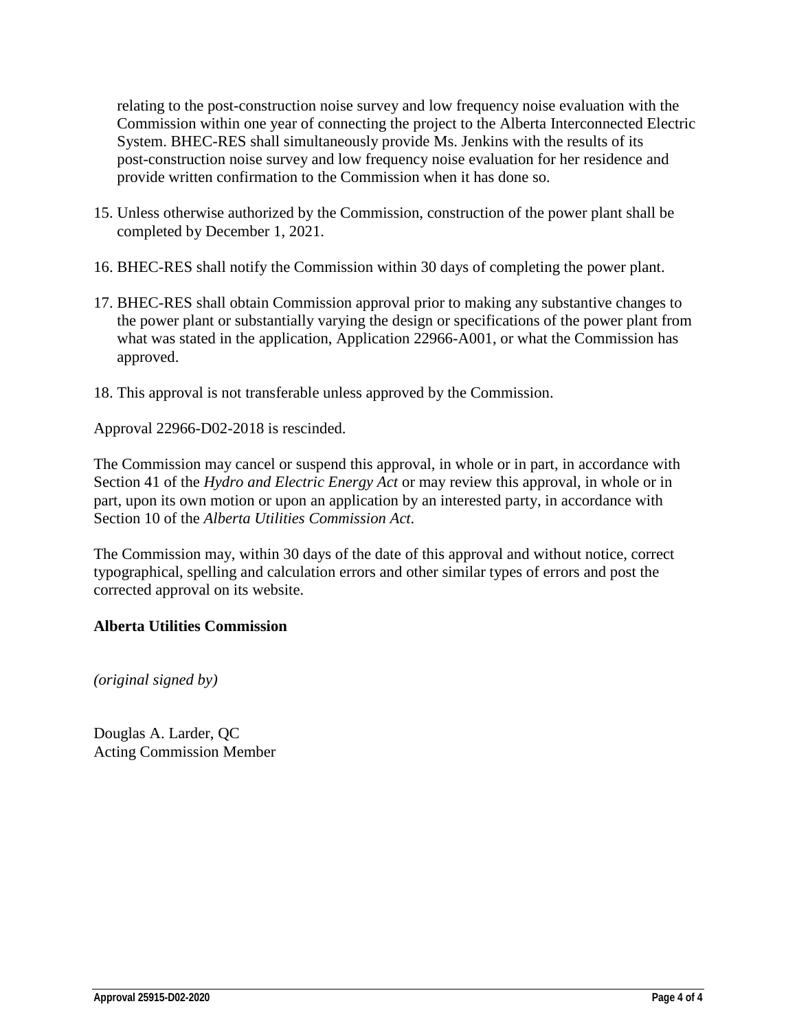relating to the post-construction noise survey and low frequency noise evaluation with the Commission within one year of connecting the project to the Alberta Interconnected Electric System. BHEC-RES shall simultaneously provide Ms. Jenkins with the results of its post-construction noise survey and low frequency noise evaluation for her residence and provide written confirmation to the Commission when it has done so.

15. Unless otherwise authorized by the Commission, construction of the power plant shall be completed by December 1, 2021.

16. BHEC-RES shall notify the Commission within 30 days of completing the power plant.

17. BHEC-RES shall obtain Commission approval prior to making any substantive changes to the power plant or substantially varying the design or specifications of the power plant from what was stated in the application, Application 22966-A001, or what the Commission has approved.

18. This approval is not transferable unless approved by the Commission.

Approval 22966-D02-2018 is rescinded.

The Commission may cancel or suspend this approval, in whole or in part, in accordance with Section 41 of the *Hydro and Electric Energy Act* or may review this approval, in whole or in part, upon its own motion or upon an application by an interested party, in accordance with Section 10 of the *Alberta Utilities Commission Act*.

The Commission may, within 30 days of the date of this approval and without notice, correct typographical, spelling and calculation errors and other similar types of errors and post the corrected approval on its website.

**Alberta Utilities Commission**

*(original signed by)*

Douglas A. Larder, QC
Acting Commission Member